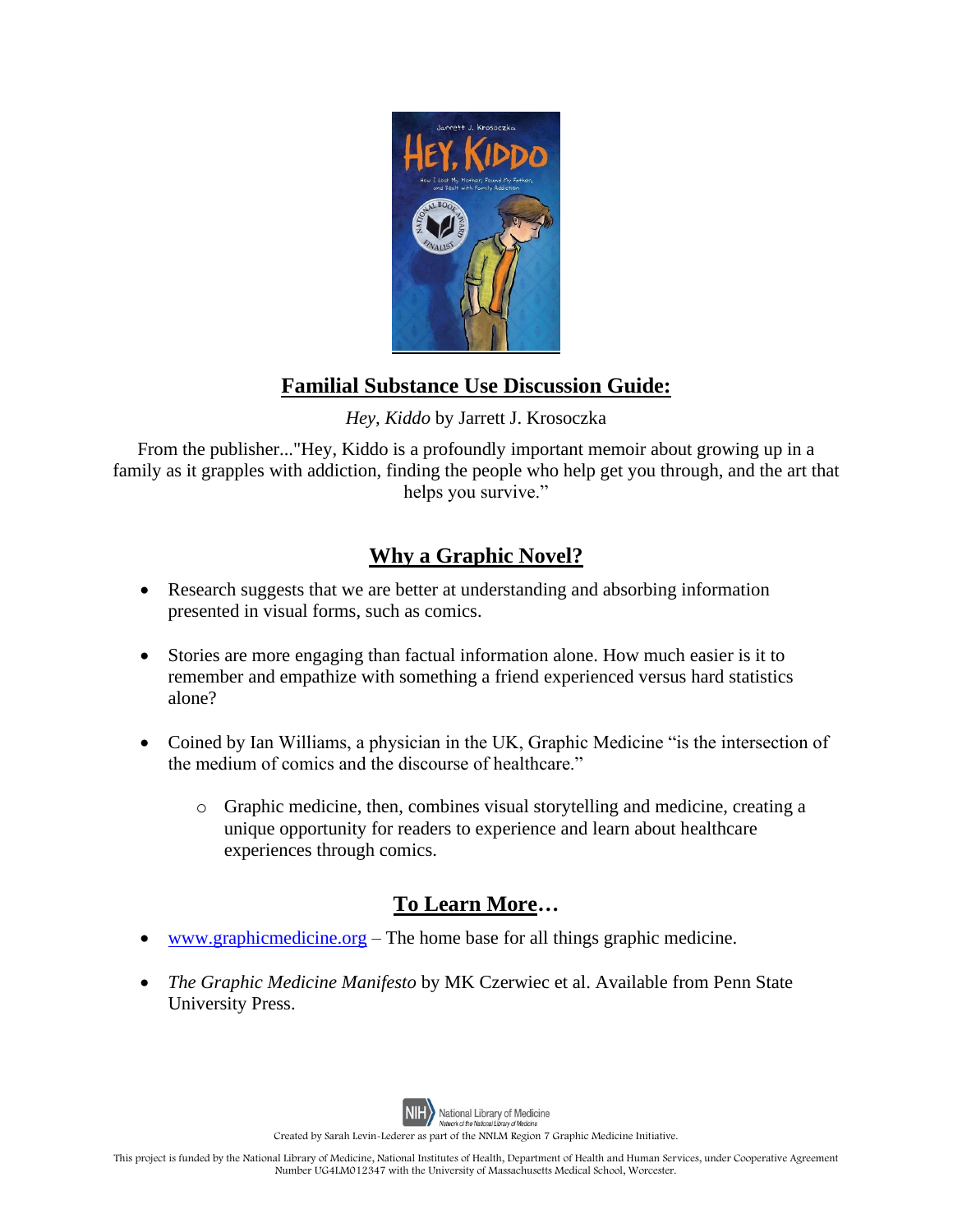## Familial Substance Use Discussion Guide:

*Hey, Kiddo* by Jarrett J. Krosoczka

From the publisher..."Hey, Kiddo is a profoundly important memoir about growing up in a family as it grapples with addiction, finding the people who help get you through, and the art that helps you survive."

## Why a Graphic Novel?

- Research suggests that we are better at understanding and absorbing information presented in visual forms, such as comics.
- Stories are more engaging than factual information alone. How much easier is it to remember and empathize with something a friend experienced versus hard statistics alone?
- Coined by Ian Williams, a physician in the UK, Graphic Medicine "is the intersection of the medium of comics and the discourse of healthcare."
    - Graphic medicine, then, combines visual storytelling and medicine, creating a unique opportunity for readers to experience and learn about healthcare experiences through comics.

## To Learn More…

- [www.graphicmedicine.org](http://www.graphicmedicine.org) – The home base for all things graphic medicine.
- *The Graphic Medicine Manifesto* by MK Czerwiec et al. Available from Penn State University Press.

NIH National Library of Medicine
Network of the National Library of Medicine

Created by Sarah Levin-Lederer as part of the NNLM Region 7 Graphic Medicine Initiative.

This project is funded by the National Library of Medicine, National Institutes of Health, Department of Health and Human Services, under Cooperative Agreement Number UG4LM012347 with the University of Massachusetts Medical School, Worcester.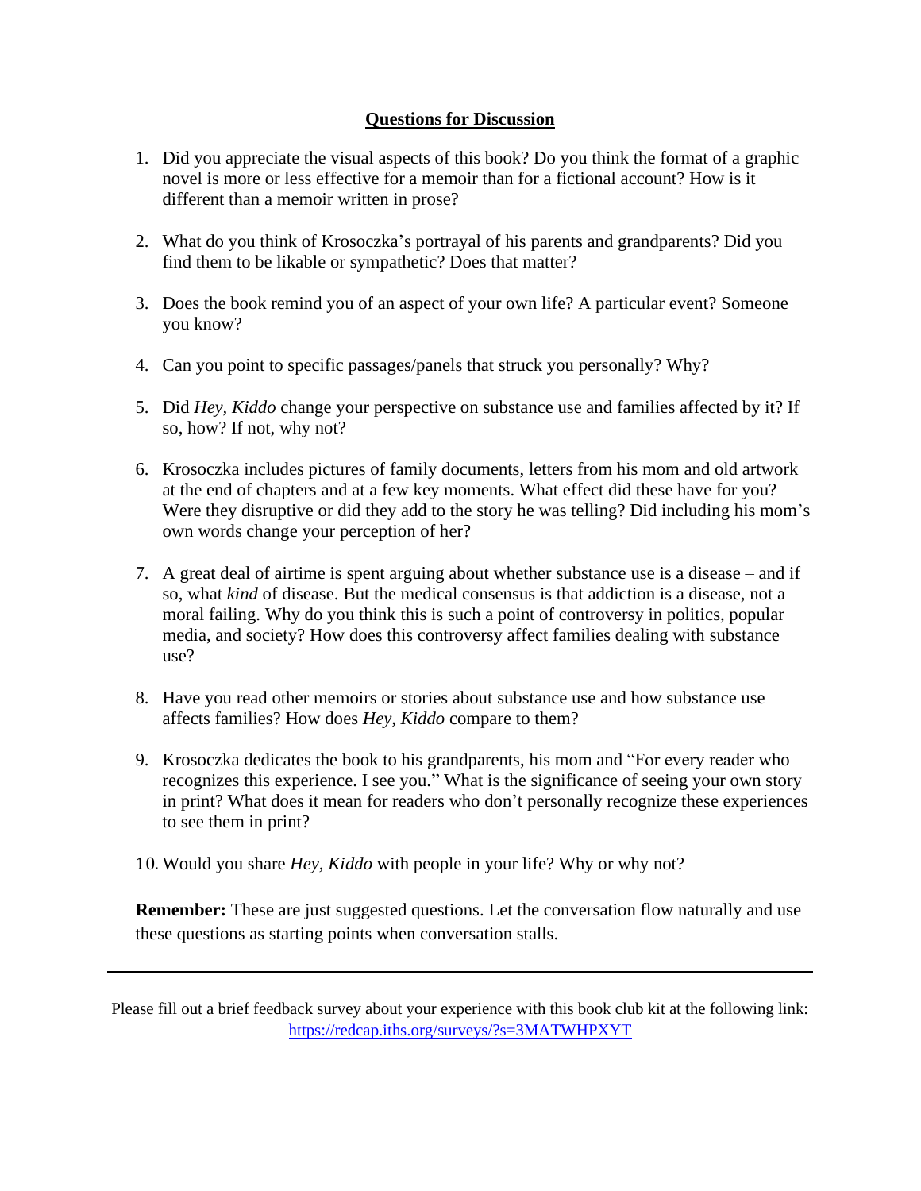## Questions for Discussion

1. Did you appreciate the visual aspects of this book? Do you think the format of a graphic novel is more or less effective for a memoir than for a fictional account? How is it different than a memoir written in prose?

2. What do you think of Krosoczka's portrayal of his parents and grandparents? Did you find them to be likable or sympathetic? Does that matter?

3. Does the book remind you of an aspect of your own life? A particular event? Someone you know?

4. Can you point to specific passages/panels that struck you personally? Why?

5. Did *Hey, Kiddo* change your perspective on substance use and families affected by it? If so, how? If not, why not?

6. Krosoczka includes pictures of family documents, letters from his mom and old artwork at the end of chapters and at a few key moments. What effect did these have for you? Were they disruptive or did they add to the story he was telling? Did including his mom's own words change your perception of her?

7. A great deal of airtime is spent arguing about whether substance use is a disease – and if so, what *kind* of disease. But the medical consensus is that addiction is a disease, not a moral failing. Why do you think this is such a point of controversy in politics, popular media, and society? How does this controversy affect families dealing with substance use?

8. Have you read other memoirs or stories about substance use and how substance use affects families? How does *Hey, Kiddo* compare to them?

9. Krosoczka dedicates the book to his grandparents, his mom and "For every reader who recognizes this experience. I see you." What is the significance of seeing your own story in print? What does it mean for readers who don't personally recognize these experiences to see them in print?

10. Would you share *Hey, Kiddo* with people in your life? Why or why not?

**Remember:** These are just suggested questions. Let the conversation flow naturally and use these questions as starting points when conversation stalls.

---

Please fill out a brief feedback survey about your experience with this book club kit at the following link:
https://redcap.iths.org/surveys/?s=3MATWHPXYT